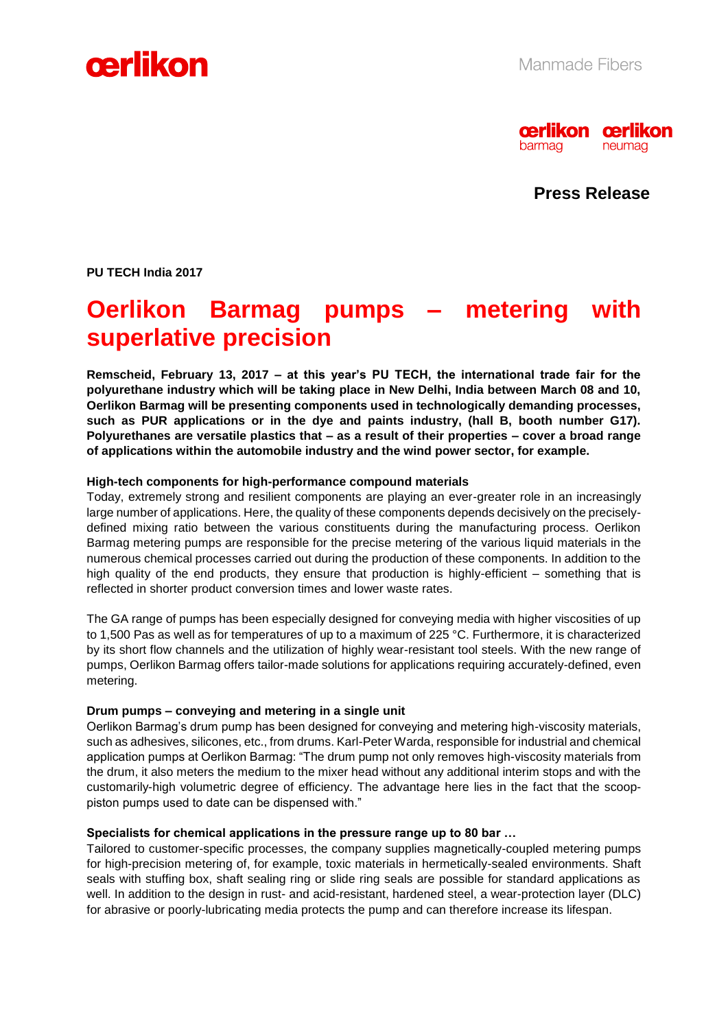Manmade Fibers

**Press Release**

**PU TECH India 2017**

# Oerlikon Barmag pumps – metering with superlative precision

**Remscheid, February 13, 2017 – at this year's PU TECH, the international trade fair for the polyurethane industry which will be taking place in New Delhi, India between March 08 and 10, Oerlikon Barmag will be presenting components used in technologically demanding processes, such as PUR applications or in the dye and paints industry, (hall B, booth number G17). Polyurethanes are versatile plastics that – as a result of their properties – cover a broad range of applications within the automobile industry and the wind power sector, for example.**

**High-tech components for high-performance compound materials**

Today, extremely strong and resilient components are playing an ever-greater role in an increasingly large number of applications. Here, the quality of these components depends decisively on the precisely-defined mixing ratio between the various constituents during the manufacturing process. Oerlikon Barmag metering pumps are responsible for the precise metering of the various liquid materials in the numerous chemical processes carried out during the production of these components. In addition to the high quality of the end products, they ensure that production is highly-efficient – something that is reflected in shorter product conversion times and lower waste rates.

The GA range of pumps has been especially designed for conveying media with higher viscosities of up to 1,500 Pas as well as for temperatures of up to a maximum of 225 °C. Furthermore, it is characterized by its short flow channels and the utilization of highly wear-resistant tool steels. With the new range of pumps, Oerlikon Barmag offers tailor-made solutions for applications requiring accurately-defined, even metering.

**Drum pumps – conveying and metering in a single unit**

Oerlikon Barmag's drum pump has been designed for conveying and metering high-viscosity materials, such as adhesives, silicones, etc., from drums. Karl-Peter Warda, responsible for industrial and chemical application pumps at Oerlikon Barmag: "The drum pump not only removes high-viscosity materials from the drum, it also meters the medium to the mixer head without any additional interim stops and with the customarily-high volumetric degree of efficiency. The advantage here lies in the fact that the scoop-piston pumps used to date can be dispensed with."

**Specialists for chemical applications in the pressure range up to 80 bar …**

Tailored to customer-specific processes, the company supplies magnetically-coupled metering pumps for high-precision metering of, for example, toxic materials in hermetically-sealed environments. Shaft seals with stuffing box, shaft sealing ring or slide ring seals are possible for standard applications as well. In addition to the design in rust- and acid-resistant, hardened steel, a wear-protection layer (DLC) for abrasive or poorly-lubricating media protects the pump and can therefore increase its lifespan.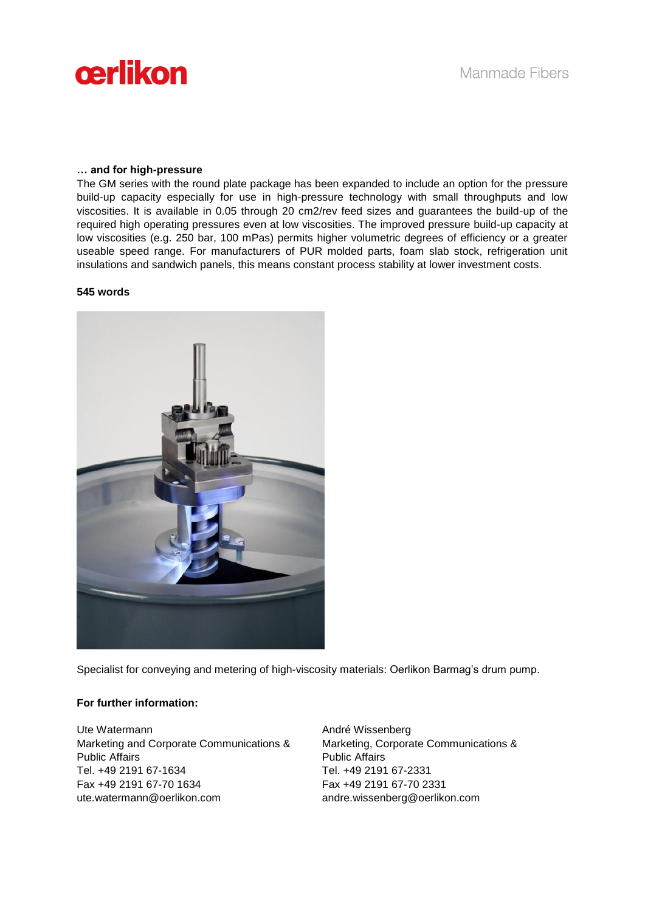**… and for high-pressure**

The GM series with the round plate package has been expanded to include an option for the pressure build-up capacity especially for use in high-pressure technology with small throughputs and low viscosities. It is available in 0.05 through 20 cm2/rev feed sizes and guarantees the build-up of the required high operating pressures even at low viscosities. The improved pressure build-up capacity at low viscosities (e.g. 250 bar, 100 mPas) permits higher volumetric degrees of efficiency or a greater useable speed range. For manufacturers of PUR molded parts, foam slab stock, refrigeration unit insulations and sandwich panels, this means constant process stability at lower investment costs.

**545 words**

Specialist for conveying and metering of high-viscosity materials: Oerlikon Barmag's drum pump.

**For further information:**

Ute Watermann
Marketing and Corporate Communications & Public Affairs
Tel. +49 2191 67-1634
Fax +49 2191 67-70 1634
ute.watermann@oerlikon.com

André Wissenberg
Marketing, Corporate Communications & Public Affairs
Tel. +49 2191 67-2331
Fax +49 2191 67-70 2331
andre.wissenberg@oerlikon.com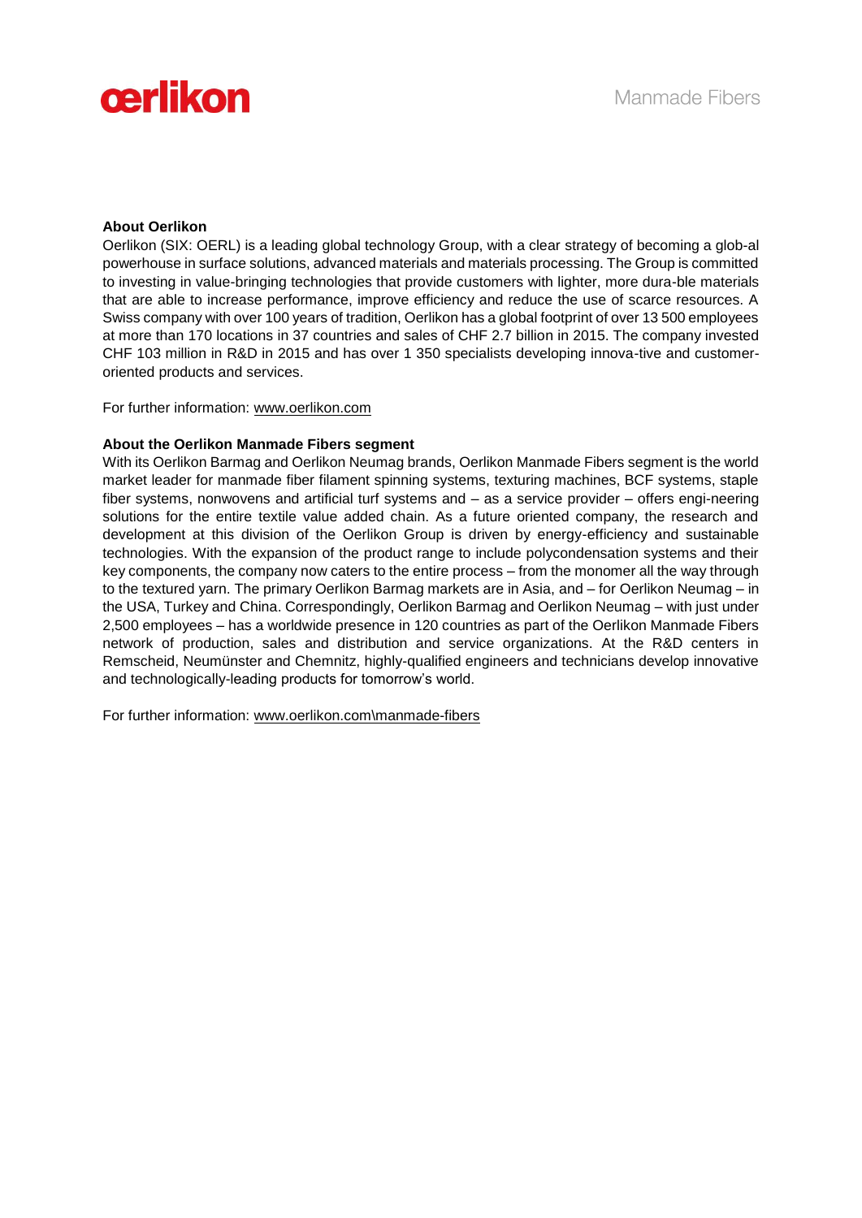**About Oerlikon**

Oerlikon (SIX: OERL) is a leading global technology Group, with a clear strategy of becoming a glob-al powerhouse in surface solutions, advanced materials and materials processing. The Group is committed to investing in value-bringing technologies that provide customers with lighter, more dura-ble materials that are able to increase performance, improve efficiency and reduce the use of scarce resources. A Swiss company with over 100 years of tradition, Oerlikon has a global footprint of over 13 500 employees at more than 170 locations in 37 countries and sales of CHF 2.7 billion in 2015. The company invested CHF 103 million in R&D in 2015 and has over 1 350 specialists developing innova-tive and customer-oriented products and services.

For further information: www.oerlikon.com

**About the Oerlikon Manmade Fibers segment**

With its Oerlikon Barmag and Oerlikon Neumag brands, Oerlikon Manmade Fibers segment is the world market leader for manmade fiber filament spinning systems, texturing machines, BCF systems, staple fiber systems, nonwovens and artificial turf systems and – as a service provider – offers engi-neering solutions for the entire textile value added chain. As a future oriented company, the research and development at this division of the Oerlikon Group is driven by energy-efficiency and sustainable technologies. With the expansion of the product range to include polycondensation systems and their key components, the company now caters to the entire process – from the monomer all the way through to the textured yarn. The primary Oerlikon Barmag markets are in Asia, and – for Oerlikon Neumag – in the USA, Turkey and China. Correspondingly, Oerlikon Barmag and Oerlikon Neumag – with just under 2,500 employees – has a worldwide presence in 120 countries as part of the Oerlikon Manmade Fibers network of production, sales and distribution and service organizations. At the R&D centers in Remscheid, Neumünster and Chemnitz, highly-qualified engineers and technicians develop innovative and technologically-leading products for tomorrow's world.

For further information: www.oerlikon.com\manmade-fibers